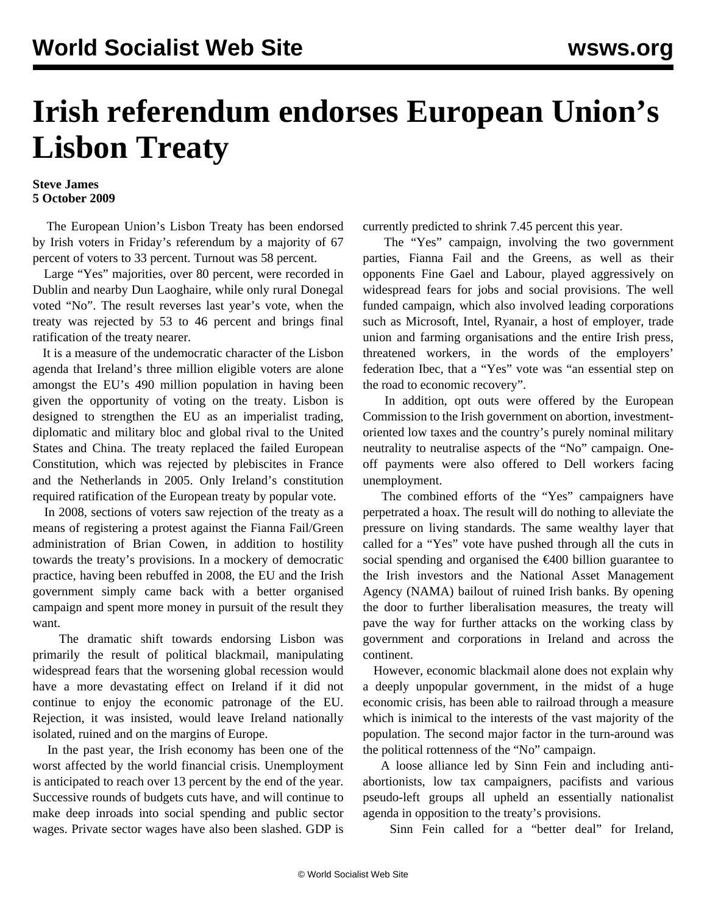# Irish referendum endorses European Union's Lisbon Treaty

**Steve James**
**5 October 2009**

The European Union's Lisbon Treaty has been endorsed by Irish voters in Friday's referendum by a majority of 67 percent of voters to 33 percent. Turnout was 58 percent.

Large "Yes" majorities, over 80 percent, were recorded in Dublin and nearby Dun Laoghaire, while only rural Donegal voted "No". The result reverses last year's vote, when the treaty was rejected by 53 to 46 percent and brings final ratification of the treaty nearer.

It is a measure of the undemocratic character of the Lisbon agenda that Ireland's three million eligible voters are alone amongst the EU's 490 million population in having been given the opportunity of voting on the treaty. Lisbon is designed to strengthen the EU as an imperialist trading, diplomatic and military bloc and global rival to the United States and China. The treaty replaced the failed European Constitution, which was rejected by plebiscites in France and the Netherlands in 2005. Only Ireland's constitution required ratification of the European treaty by popular vote.

In 2008, sections of voters saw rejection of the treaty as a means of registering a protest against the Fianna Fail/Green administration of Brian Cowen, in addition to hostility towards the treaty's provisions. In a mockery of democratic practice, having been rebuffed in 2008, the EU and the Irish government simply came back with a better organised campaign and spent more money in pursuit of the result they want.

The dramatic shift towards endorsing Lisbon was primarily the result of political blackmail, manipulating widespread fears that the worsening global recession would have a more devastating effect on Ireland if it did not continue to enjoy the economic patronage of the EU. Rejection, it was insisted, would leave Ireland nationally isolated, ruined and on the margins of Europe.

In the past year, the Irish economy has been one of the worst affected by the world financial crisis. Unemployment is anticipated to reach over 13 percent by the end of the year. Successive rounds of budgets cuts have, and will continue to make deep inroads into social spending and public sector wages. Private sector wages have also been slashed. GDP is currently predicted to shrink 7.45 percent this year.

The "Yes" campaign, involving the two government parties, Fianna Fail and the Greens, as well as their opponents Fine Gael and Labour, played aggressively on widespread fears for jobs and social provisions. The well funded campaign, which also involved leading corporations such as Microsoft, Intel, Ryanair, a host of employer, trade union and farming organisations and the entire Irish press, threatened workers, in the words of the employers' federation Ibec, that a "Yes" vote was "an essential step on the road to economic recovery".

In addition, opt outs were offered by the European Commission to the Irish government on abortion, investment-oriented low taxes and the country's purely nominal military neutrality to neutralise aspects of the "No" campaign. One-off payments were also offered to Dell workers facing unemployment.

The combined efforts of the "Yes" campaigners have perpetrated a hoax. The result will do nothing to alleviate the pressure on living standards. The same wealthy layer that called for a "Yes" vote have pushed through all the cuts in social spending and organised the €400 billion guarantee to the Irish investors and the National Asset Management Agency (NAMA) bailout of ruined Irish banks. By opening the door to further liberalisation measures, the treaty will pave the way for further attacks on the working class by government and corporations in Ireland and across the continent.

However, economic blackmail alone does not explain why a deeply unpopular government, in the midst of a huge economic crisis, has been able to railroad through a measure which is inimical to the interests of the vast majority of the population. The second major factor in the turn-around was the political rottenness of the "No" campaign.

A loose alliance led by Sinn Fein and including anti-abortionists, low tax campaigners, pacifists and various pseudo-left groups all upheld an essentially nationalist agenda in opposition to the treaty's provisions.

Sinn Fein called for a "better deal" for Ireland,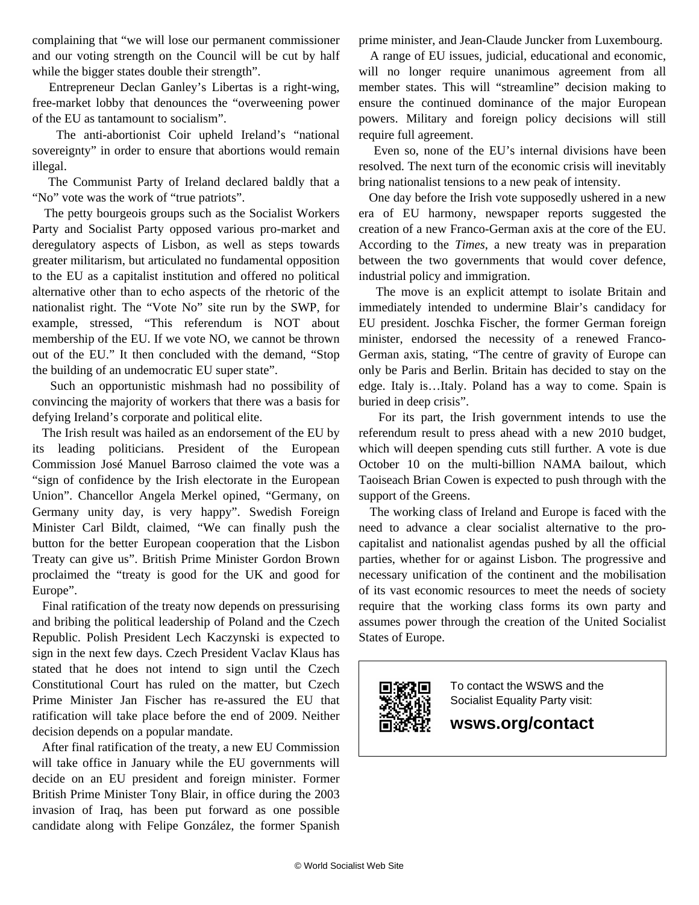complaining that "we will lose our permanent commissioner and our voting strength on the Council will be cut by half while the bigger states double their strength".

Entrepreneur Declan Ganley's Libertas is a right-wing, free-market lobby that denounces the "overweening power of the EU as tantamount to socialism".

The anti-abortionist Coir upheld Ireland's "national sovereignty" in order to ensure that abortions would remain illegal.

The Communist Party of Ireland declared baldly that a "No" vote was the work of "true patriots".

The petty bourgeois groups such as the Socialist Workers Party and Socialist Party opposed various pro-market and deregulatory aspects of Lisbon, as well as steps towards greater militarism, but articulated no fundamental opposition to the EU as a capitalist institution and offered no political alternative other than to echo aspects of the rhetoric of the nationalist right. The "Vote No" site run by the SWP, for example, stressed, "This referendum is NOT about membership of the EU. If we vote NO, we cannot be thrown out of the EU." It then concluded with the demand, "Stop the building of an undemocratic EU super state".

Such an opportunistic mishmash had no possibility of convincing the majority of workers that there was a basis for defying Ireland's corporate and political elite.

The Irish result was hailed as an endorsement of the EU by its leading politicians. President of the European Commission José Manuel Barroso claimed the vote was a "sign of confidence by the Irish electorate in the European Union". Chancellor Angela Merkel opined, "Germany, on Germany unity day, is very happy". Swedish Foreign Minister Carl Bildt, claimed, "We can finally push the button for the better European cooperation that the Lisbon Treaty can give us". British Prime Minister Gordon Brown proclaimed the "treaty is good for the UK and good for Europe".

Final ratification of the treaty now depends on pressurising and bribing the political leadership of Poland and the Czech Republic. Polish President Lech Kaczynski is expected to sign in the next few days. Czech President Vaclav Klaus has stated that he does not intend to sign until the Czech Constitutional Court has ruled on the matter, but Czech Prime Minister Jan Fischer has re-assured the EU that ratification will take place before the end of 2009. Neither decision depends on a popular mandate.

After final ratification of the treaty, a new EU Commission will take office in January while the EU governments will decide on an EU president and foreign minister. Former British Prime Minister Tony Blair, in office during the 2003 invasion of Iraq, has been put forward as one possible candidate along with Felipe González, the former Spanish prime minister, and Jean-Claude Juncker from Luxembourg.

A range of EU issues, judicial, educational and economic, will no longer require unanimous agreement from all member states. This will "streamline" decision making to ensure the continued dominance of the major European powers. Military and foreign policy decisions will still require full agreement.

Even so, none of the EU's internal divisions have been resolved. The next turn of the economic crisis will inevitably bring nationalist tensions to a new peak of intensity.

One day before the Irish vote supposedly ushered in a new era of EU harmony, newspaper reports suggested the creation of a new Franco-German axis at the core of the EU. According to the *Times*, a new treaty was in preparation between the two governments that would cover defence, industrial policy and immigration.

The move is an explicit attempt to isolate Britain and immediately intended to undermine Blair's candidacy for EU president. Joschka Fischer, the former German foreign minister, endorsed the necessity of a renewed Franco-German axis, stating, "The centre of gravity of Europe can only be Paris and Berlin. Britain has decided to stay on the edge. Italy is…Italy. Poland has a way to come. Spain is buried in deep crisis".

For its part, the Irish government intends to use the referendum result to press ahead with a new 2010 budget, which will deepen spending cuts still further. A vote is due October 10 on the multi-billion NAMA bailout, which Taoiseach Brian Cowen is expected to push through with the support of the Greens.

The working class of Ireland and Europe is faced with the need to advance a clear socialist alternative to the pro-capitalist and nationalist agendas pushed by all the official parties, whether for or against Lisbon. The progressive and necessary unification of the continent and the mobilisation of its vast economic resources to meet the needs of society require that the working class forms its own party and assumes power through the creation of the United Socialist States of Europe.

To contact the WSWS and the Socialist Equality Party visit:

**wsws.org/contact**